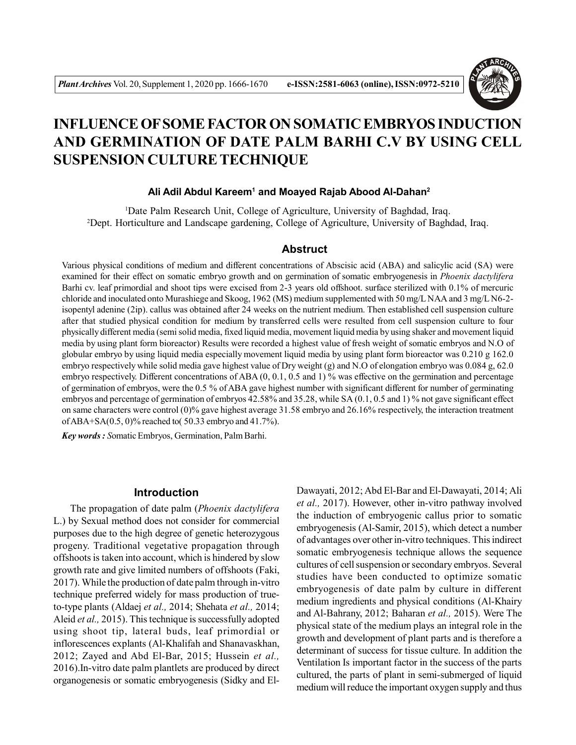# INFLUENCE OF SOME FACTOR ON SOMATIC EMBRYOS INDUCTION AND GERMINATION OF DATE PALM BARHI C.V BY USING CELL SUSPENSION CULTURE TECHNIQUE

**Ali Adil Abdul Kareem[1] and Moayed Rajab Abood Al-Dahan[2]**

[1]Date Palm Research Unit, College of Agriculture, University of Baghdad, Iraq.
[2]Dept. Horticulture and Landscape gardening, College of Agriculture, University of Baghdad, Iraq.

## Abstruct

Various physical conditions of medium and different concentrations of Abscisic acid (ABA) and salicylic acid (SA) were examined for their effect on somatic embryo growth and on germination of somatic embryogenesis in *Phoenix dactylifera* Barhi cv. leaf primordial and shoot tips were excised from 2-3 years old offshoot. surface sterilized with 0.1% of mercuric chloride and inoculated onto Murashiege and Skoog, 1962 (MS) medium supplemented with 50 mg/L NAA and 3 mg/L N6-2-isopentyl adenine (2ip). callus was obtained after 24 weeks on the nutrient medium. Then established cell suspension culture after that studied physical condition for medium by transferred cells were resulted from cell suspension culture to four physically different media (semi solid media, fixed liquid media, movement liquid media by using shaker and movement liquid media by using plant form bioreactor) Results were recorded a highest value of fresh weight of somatic embryos and N.O of globular embryo by using liquid media especially movement liquid media by using plant form bioreactor was 0.210 g 162.0 embryo respectively while solid media gave highest value of Dry weight (g) and N.O of elongation embryo was 0.084 g, 62.0 embryo respectively. Different concentrations of ABA (0, 0.1, 0.5 and 1) % was effective on the germination and percentage of germination of embryos, were the 0.5 % of ABA gave highest number with significant different for number of germinating embryos and percentage of germination of embryos 42.58% and 35.28, while SA (0.1, 0.5 and 1) % not gave significant effect on same characters were control (0)% gave highest average 31.58 embryo and 26.16% respectively, the interaction treatment of ABA+SA(0.5, 0)% reached to( 50.33 embryo and 41.7%).

***Key words :*** *S*omatic Embryos, Germination, Palm Barhi.

## Introduction

The propagation of date palm (*Phoenix dactylifera* L.) by Sexual method does not consider for commercial purposes due to the high degree of genetic heterozygous progeny. Traditional vegetative propagation through offshoots is taken into account, which is hindered by slow growth rate and give limited numbers of offshoots (Faki, 2017). While the production of date palm through in-vitro technique preferred widely for mass production of true-to-type plants (Aldaej *et al.,* 2014; Shehata *et al.,* 2014; Aleid *et al.,* 2015). This technique is successfully adopted using shoot tip, lateral buds, leaf primordial or inflorescences explants (Al-Khalifah and Shanavaskhan, 2012; Zayed and Abd El-Bar, 2015; Hussein *et al.,* 2016).In-vitro date palm plantlets are produced by direct organogenesis or somatic embryogenesis (Sidky and El-Dawayati, 2012; Abd El-Bar and El-Dawayati, 2014; Ali *et al.,* 2017). However, other in-vitro pathway involved the induction of embryogenic callus prior to somatic embryogenesis (Al-Samir, 2015), which detect a number of advantages over other in-vitro techniques. This indirect somatic embryogenesis technique allows the sequence cultures of cell suspension or secondary embryos. Several studies have been conducted to optimize somatic embryogenesis of date palm by culture in different medium ingredients and physical conditions (Al-Khairy and Al-Bahrany, 2012; Baharan *et al.,* 2015). Were The physical state of the medium plays an integral role in the growth and development of plant parts and is therefore a determinant of success for tissue culture. In addition the Ventilation Is important factor in the success of the parts cultured, the parts of plant in semi-submerged of liquid medium will reduce the important oxygen supply and thus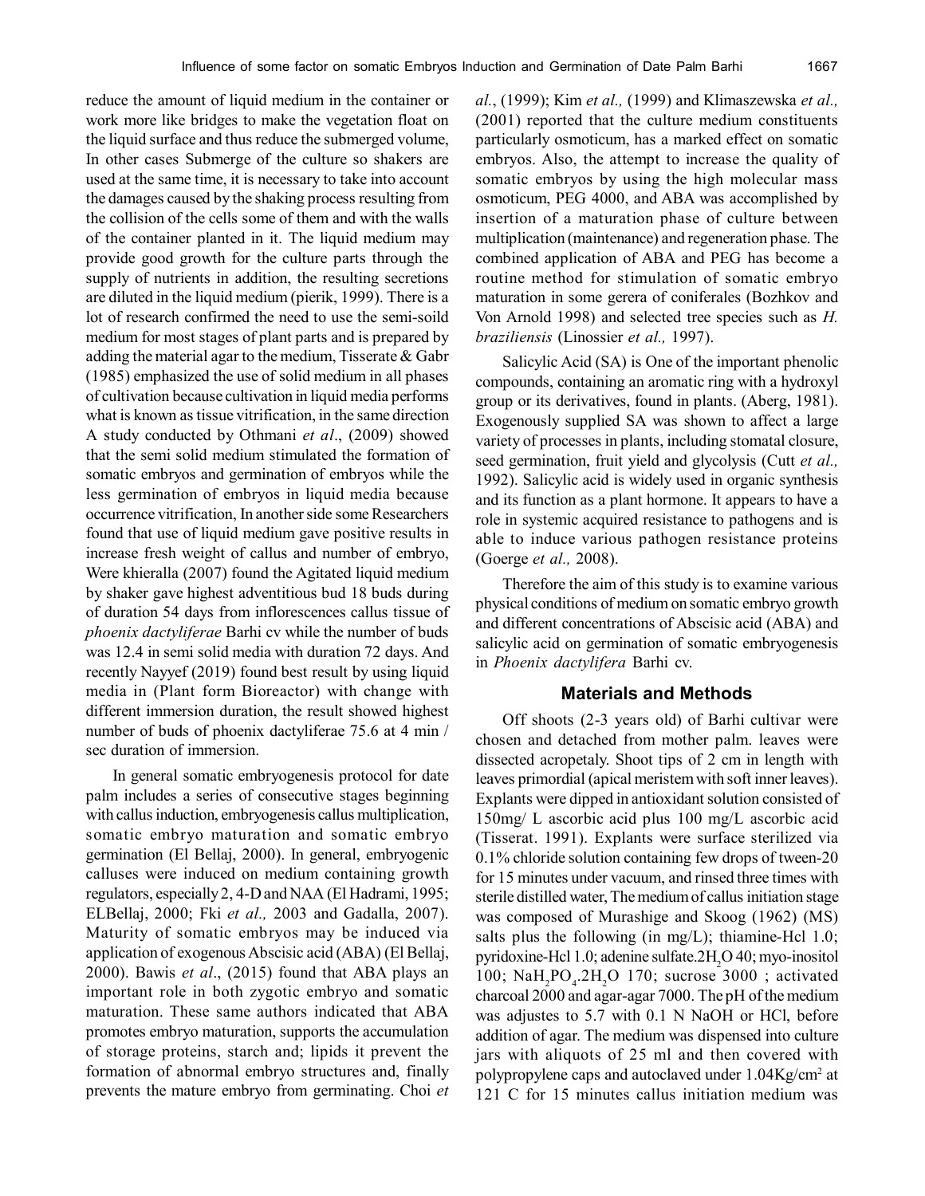reduce the amount of liquid medium in the container or work more like bridges to make the vegetation float on the liquid surface and thus reduce the submerged volume, In other cases Submerge of the culture so shakers are used at the same time, it is necessary to take into account the damages caused by the shaking process resulting from the collision of the cells some of them and with the walls of the container planted in it. The liquid medium may provide good growth for the culture parts through the supply of nutrients in addition, the resulting secretions are diluted in the liquid medium (pierik, 1999). There is a lot of research confirmed the need to use the semi-soild medium for most stages of plant parts and is prepared by adding the material agar to the medium, Tisserate & Gabr (1985) emphasized the use of solid medium in all phases of cultivation because cultivation in liquid media performs what is known as tissue vitrification, in the same direction A study conducted by Othmani *et al*., (2009) showed that the semi solid medium stimulated the formation of somatic embryos and germination of embryos while the less germination of embryos in liquid media because occurrence vitrification, In another side some Researchers found that use of liquid medium gave positive results in increase fresh weight of callus and number of embryo, Were khieralla (2007) found the Agitated liquid medium by shaker gave highest adventitious bud 18 buds during of duration 54 days from inflorescences callus tissue of *phoenix dactyliferae* Barhi cv while the number of buds was 12.4 in semi solid media with duration 72 days. And recently Nayyef (2019) found best result by using liquid media in (Plant form Bioreactor) with change with different immersion duration, the result showed highest number of buds of phoenix dactyliferae 75.6 at 4 min / sec duration of immersion.

In general somatic embryogenesis protocol for date palm includes a series of consecutive stages beginning with callus induction, embryogenesis callus multiplication, somatic embryo maturation and somatic embryo germination (El Bellaj, 2000). In general, embryogenic calluses were induced on medium containing growth regulators, especially 2, 4-D and NAA (El Hadrami, 1995; ELBellaj, 2000; Fki *et al.,* 2003 and Gadalla, 2007). Maturity of somatic embryos may be induced via application of exogenous Abscisic acid (ABA) (El Bellaj, 2000). Bawis *et al*., (2015) found that ABA plays an important role in both zygotic embryo and somatic maturation. These same authors indicated that ABA promotes embryo maturation, supports the accumulation of storage proteins, starch and; lipids it prevent the formation of abnormal embryo structures and, finally prevents the mature embryo from germinating. Choi *et al.*, (1999); Kim *et al.,* (1999) and Klimaszewska *et al.,* (2001) reported that the culture medium constituents particularly osmoticum, has a marked effect on somatic embryos. Also, the attempt to increase the quality of somatic embryos by using the high molecular mass osmoticum, PEG 4000, and ABA was accomplished by insertion of a maturation phase of culture between multiplication (maintenance) and regeneration phase. The combined application of ABA and PEG has become a routine method for stimulation of somatic embryo maturation in some gerera of coniferales (Bozhkov and Von Arnold 1998) and selected tree species such as *H. braziliensis* (Linossier *et al.,* 1997).

Salicylic Acid (SA) is One of the important phenolic compounds, containing an aromatic ring with a hydroxyl group or its derivatives, found in plants. (Aberg, 1981). Exogenously supplied SA was shown to affect a large variety of processes in plants, including stomatal closure, seed germination, fruit yield and glycolysis (Cutt *et al.,* 1992). Salicylic acid is widely used in organic synthesis and its function as a plant hormone. It appears to have a role in systemic acquired resistance to pathogens and is able to induce various pathogen resistance proteins (Goerge *et al.,* 2008).

Therefore the aim of this study is to examine various physical conditions of medium on somatic embryo growth and different concentrations of Abscisic acid (ABA) and salicylic acid on germination of somatic embryogenesis in *Phoenix dactylifera* Barhi cv.

## Materials and Methods

Off shoots (2-3 years old) of Barhi cultivar were chosen and detached from mother palm. leaves were dissected acropetaly. Shoot tips of 2 cm in length with leaves primordial (apical meristem with soft inner leaves). Explants were dipped in antioxidant solution consisted of 150mg/ L ascorbic acid plus 100 mg/L ascorbic acid (Tisserat. 1991). Explants were surface sterilized via 0.1% chloride solution containing few drops of tween-20 for 15 minutes under vacuum, and rinsed three times with sterile distilled water, The medium of callus initiation stage was composed of Murashige and Skoog (1962) (MS) salts plus the following (in mg/L); thiamine-Hcl 1.0; pyridoxine-Hcl 1.0; adenine sulfate.$2H_2O$ 40; myo-inositol 100; $NaH_2PO_4.2H_2O$ 170; sucrose 3000 ; activated charcoal 2000 and agar-agar 7000. The pH of the medium was adjustes to 5.7 with 0.1 N NaOH or HCl, before addition of agar. The medium was dispensed into culture jars with aliquots of 25 ml and then covered with polypropylene caps and autoclaved under $1.04 Kg/cm^2$ at 121 C for 15 minutes callus initiation medium was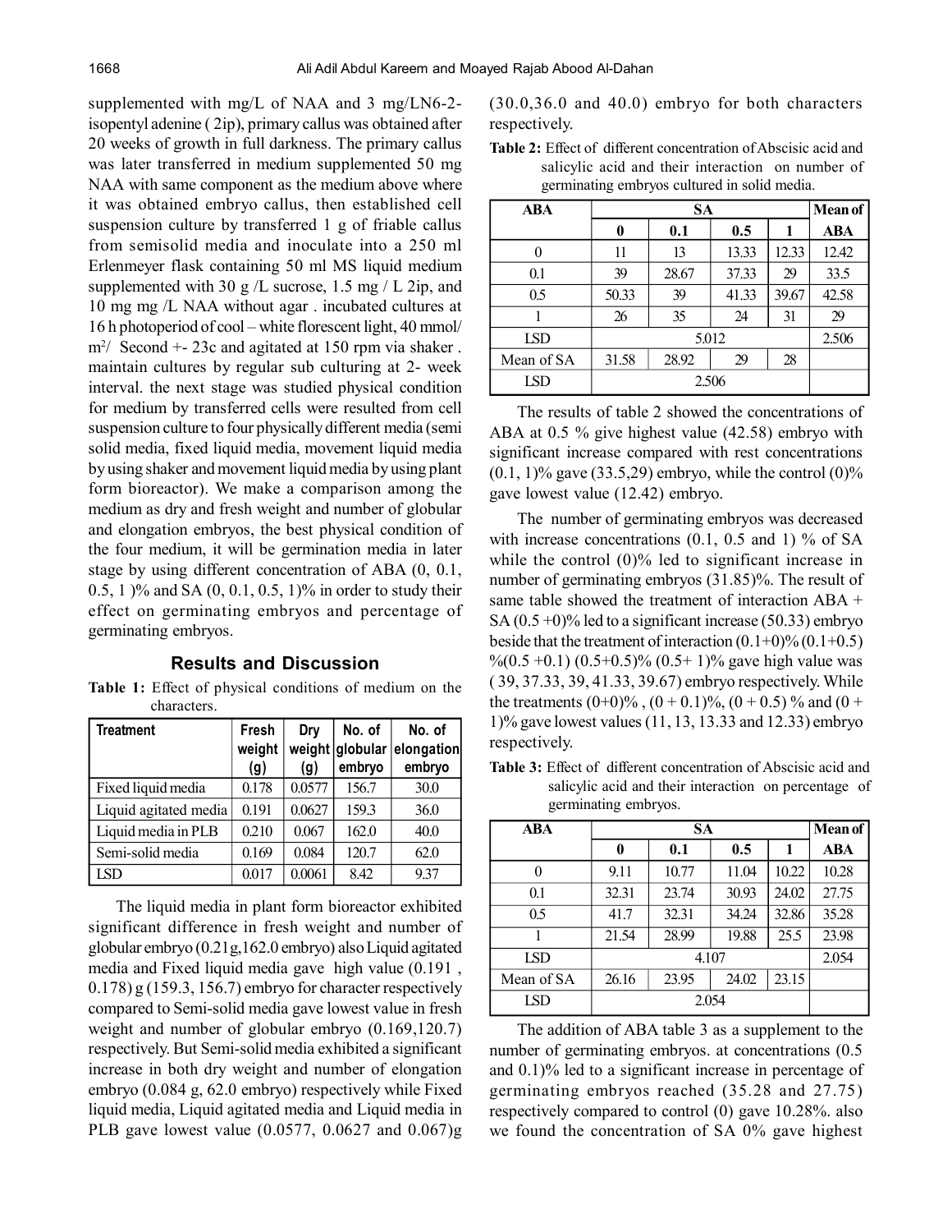supplemented with mg/L of NAA and 3 mg/LN6-2-isopentyl adenine ( 2ip), primary callus was obtained after 20 weeks of growth in full darkness. The primary callus was later transferred in medium supplemented 50 mg NAA with same component as the medium above where it was obtained embryo callus, then established cell suspension culture by transferred 1 g of friable callus from semisolid media and inoculate into a 250 ml Erlenmeyer flask containing 50 ml MS liquid medium supplemented with 30 g /L sucrose, 1.5 mg / L 2ip, and 10 mg mg /L NAA without agar . incubated cultures at 16 h photoperiod of cool – white florescent light, 40 mmol/ $m^2$/ Second +- 23c and agitated at 150 rpm via shaker . maintain cultures by regular sub culturing at 2- week interval. the next stage was studied physical condition for medium by transferred cells were resulted from cell suspension culture to four physically different media (semi solid media, fixed liquid media, movement liquid media by using shaker and movement liquid media by using plant form bioreactor). We make a comparison among the medium as dry and fresh weight and number of globular and elongation embryos, the best physical condition of the four medium, it will be germination media in later stage by using different concentration of ABA (0, 0.1, 0.5, 1 )% and SA (0, 0.1, 0.5, 1)% in order to study their effect on germinating embryos and percentage of germinating embryos.

## Results and Discussion

**Table 1:** Effect of physical conditions of medium on the characters.

| Treatment | Fresh weight (g) | Dry weight (g) | No. of globular embryo | No. of elongation embryo |
|---|---|---|---|---|
| Fixed liquid media | 0.178 | 0.0577 | 156.7 | 30.0 |
| Liquid agitated media | 0.191 | 0.0627 | 159.3 | 36.0 |
| Liquid media in PLB | 0.210 | 0.067 | 162.0 | 40.0 |
| Semi-solid media | 0.169 | 0.084 | 120.7 | 62.0 |
| LSD | 0.017 | 0.0061 | 8.42 | 9.37 |

The liquid media in plant form bioreactor exhibited significant difference in fresh weight and number of globular embryo (0.21g,162.0 embryo) also Liquid agitated media and Fixed liquid media gave high value (0.191 , 0.178) g (159.3, 156.7) embryo for character respectively compared to Semi-solid media gave lowest value in fresh weight and number of globular embryo (0.169,120.7) respectively. But Semi-solid media exhibited a significant increase in both dry weight and number of elongation embryo (0.084 g, 62.0 embryo) respectively while Fixed liquid media, Liquid agitated media and Liquid media in PLB gave lowest value (0.0577, 0.0627 and 0.067)g (30.0,36.0 and 40.0) embryo for both characters respectively.

**Table 2:** Effect of different concentration of Abscisic acid and salicylic acid and their interaction on number of germinating embryos cultured in solid media.

| ABA | SA | | | | Mean of ABA |
|---|---|---|---|---|---|
| | 0 | 0.1 | 0.5 | 1 | |
| 0 | 11 | 13 | 13.33 | 12.33 | 12.42 |
| 0.1 | 39 | 28.67 | 37.33 | 29 | 33.5 |
| 0.5 | 50.33 | 39 | 41.33 | 39.67 | 42.58 |
| 1 | 26 | 35 | 24 | 31 | 29 |
| LSD | 5.012 | | | | 2.506 |
| Mean of SA | 31.58 | 28.92 | 29 | 28 | |
| LSD | 2.506 | | | | |

The results of table 2 showed the concentrations of ABA at 0.5 % give highest value (42.58) embryo with significant increase compared with rest concentrations (0.1, 1)% gave (33.5,29) embryo, while the control (0)% gave lowest value (12.42) embryo.

The number of germinating embryos was decreased with increase concentrations (0.1, 0.5 and 1) % of SA while the control (0)% led to significant increase in number of germinating embryos (31.85)%. The result of same table showed the treatment of interaction ABA + SA (0.5 +0)% led to a significant increase (50.33) embryo beside that the treatment of interaction (0.1+0)% (0.1+0.5) %(0.5 +0.1) (0.5+0.5)% (0.5+ 1)% gave high value was ( 39, 37.33, 39, 41.33, 39.67) embryo respectively. While the treatments (0+0)% , (0 + 0.1)%, (0 + 0.5) % and (0 + 1)% gave lowest values (11, 13, 13.33 and 12.33) embryo respectively.

**Table 3:** Effect of different concentration of Abscisic acid and salicylic acid and their interaction on percentage of germinating embryos.

| ABA | SA | | | | Mean of ABA |
|---|---|---|---|---|---|
| | 0 | 0.1 | 0.5 | 1 | |
| 0 | 9.11 | 10.77 | 11.04 | 10.22 | 10.28 |
| 0.1 | 32.31 | 23.74 | 30.93 | 24.02 | 27.75 |
| 0.5 | 41.7 | 32.31 | 34.24 | 32.86 | 35.28 |
| 1 | 21.54 | 28.99 | 19.88 | 25.5 | 23.98 |
| LSD | 4.107 | | | | 2.054 |
| Mean of SA | 26.16 | 23.95 | 24.02 | 23.15 | |
| LSD | 2.054 | | | | |

The addition of ABA table 3 as a supplement to the number of germinating embryos. at concentrations (0.5 and 0.1)% led to a significant increase in percentage of germinating embryos reached (35.28 and 27.75) respectively compared to control (0) gave 10.28%. also we found the concentration of SA 0% gave highest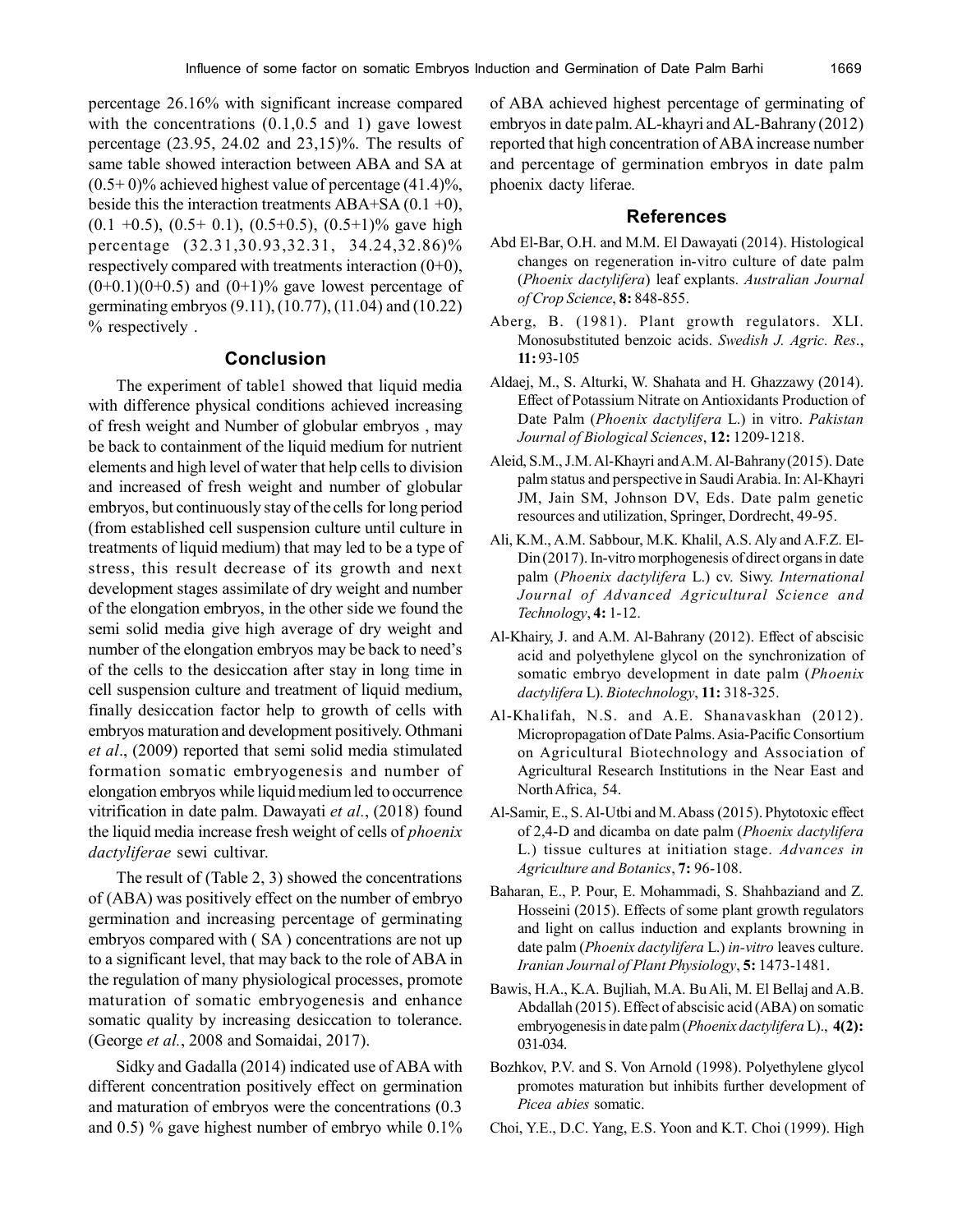percentage 26.16% with significant increase compared with the concentrations (0.1,0.5 and 1) gave lowest percentage (23.95, 24.02 and 23,15)%. The results of same table showed interaction between ABA and SA at (0.5+ 0)% achieved highest value of percentage (41.4)%, beside this the interaction treatments ABA+SA (0.1 +0), (0.1 +0.5), (0.5+ 0.1), (0.5+0.5), (0.5+1)% gave high percentage (32.31,30.93,32.31, 34.24,32.86)% respectively compared with treatments interaction (0+0), (0+0.1)(0+0.5) and (0+1)% gave lowest percentage of germinating embryos (9.11), (10.77), (11.04) and (10.22) % respectively .

## Conclusion

The experiment of table1 showed that liquid media with difference physical conditions achieved increasing of fresh weight and Number of globular embryos , may be back to containment of the liquid medium for nutrient elements and high level of water that help cells to division and increased of fresh weight and number of globular embryos, but continuously stay of the cells for long period (from established cell suspension culture until culture in treatments of liquid medium) that may led to be a type of stress, this result decrease of its growth and next development stages assimilate of dry weight and number of the elongation embryos, in the other side we found the semi solid media give high average of dry weight and number of the elongation embryos may be back to need's of the cells to the desiccation after stay in long time in cell suspension culture and treatment of liquid medium, finally desiccation factor help to growth of cells with embryos maturation and development positively. Othmani *et al*., (2009) reported that semi solid media stimulated formation somatic embryogenesis and number of elongation embryos while liquid medium led to occurrence vitrification in date palm. Dawayati *et al*., (2018) found the liquid media increase fresh weight of cells of *phoenix dactyliferae* sewi cultivar.

The result of (Table 2, 3) showed the concentrations of (ABA) was positively effect on the number of embryo germination and increasing percentage of germinating embryos compared with ( SA ) concentrations are not up to a significant level, that may back to the role of ABA in the regulation of many physiological processes, promote maturation of somatic embryogenesis and enhance somatic quality by increasing desiccation to tolerance. (George *et al.*, 2008 and Somaidai, 2017).

Sidky and Gadalla (2014) indicated use of ABA with different concentration positively effect on germination and maturation of embryos were the concentrations (0.3 and 0.5) % gave highest number of embryo while 0.1% of ABA achieved highest percentage of germinating of embryos in date palm. AL-khayri and AL-Bahrany (2012) reported that high concentration of ABA increase number and percentage of germination embryos in date palm phoenix dacty liferae.

## References

Abd El-Bar, O.H. and M.M. El Dawayati (2014). Histological changes on regeneration in-vitro culture of date palm (*Phoenix dactylifera*) leaf explants. *Australian Journal of Crop Science*, **8:** 848-855.

Aberg, B. (1981). Plant growth regulators. XLI. Monosubstituted benzoic acids. *Swedish J. Agric. Res*., **11:** 93-105

Aldaej, M., S. Alturki, W. Shahata and H. Ghazzawy (2014). Effect of Potassium Nitrate on Antioxidants Production of Date Palm (*Phoenix dactylifera* L.) in vitro. *Pakistan Journal of Biological Sciences*, **12:** 1209-1218.

Aleid, S.M., J.M. Al-Khayri and A.M. Al-Bahrany (2015). Date palm status and perspective in Saudi Arabia. In: Al-Khayri JM, Jain SM, Johnson DV, Eds. Date palm genetic resources and utilization, Springer, Dordrecht, 49-95.

Ali, K.M., A.M. Sabbour, M.K. Khalil, A.S. Aly and A.F.Z. El-Din (2017). In-vitro morphogenesis of direct organs in date palm (*Phoenix dactylifera* L.) cv. Siwy. *International Journal of Advanced Agricultural Science and Technology*, **4:** 1-12.

Al-Khairy, J. and A.M. Al-Bahrany (2012). Effect of abscisic acid and polyethylene glycol on the synchronization of somatic embryo development in date palm (*Phoenix dactylifera* L). *Biotechnology*, **11:** 318-325.

Al-Khalifah, N.S. and A.E. Shanavaskhan (2012). Micropropagation of Date Palms. Asia-Pacific Consortium on Agricultural Biotechnology and Association of Agricultural Research Institutions in the Near East and North Africa, 54.

Al-Samir, E., S. Al-Utbi and M. Abass (2015). Phytotoxic effect of 2,4-D and dicamba on date palm (*Phoenix dactylifera* L.) tissue cultures at initiation stage. *Advances in Agriculture and Botanics*, **7:** 96-108.

Baharan, E., P. Pour, E. Mohammadi, S. Shahbaziand and Z. Hosseini (2015). Effects of some plant growth regulators and light on callus induction and explants browning in date palm (*Phoenix dactylifera* L.) *in-vitro* leaves culture. *Iranian Journal of Plant Physiology*, **5:** 1473-1481.

Bawis, H.A., K.A. Bujliah, M.A. Bu Ali, M. El Bellaj and A.B. Abdallah (2015). Effect of abscisic acid (ABA) on somatic embryogenesis in date palm (*Phoenix dactylifera* L)., **4(2):** 031-034.

Bozhkov, P.V. and S. Von Arnold (1998). Polyethylene glycol promotes maturation but inhibits further development of *Picea abies* somatic.

Choi, Y.E., D.C. Yang, E.S. Yoon and K.T. Choi (1999). High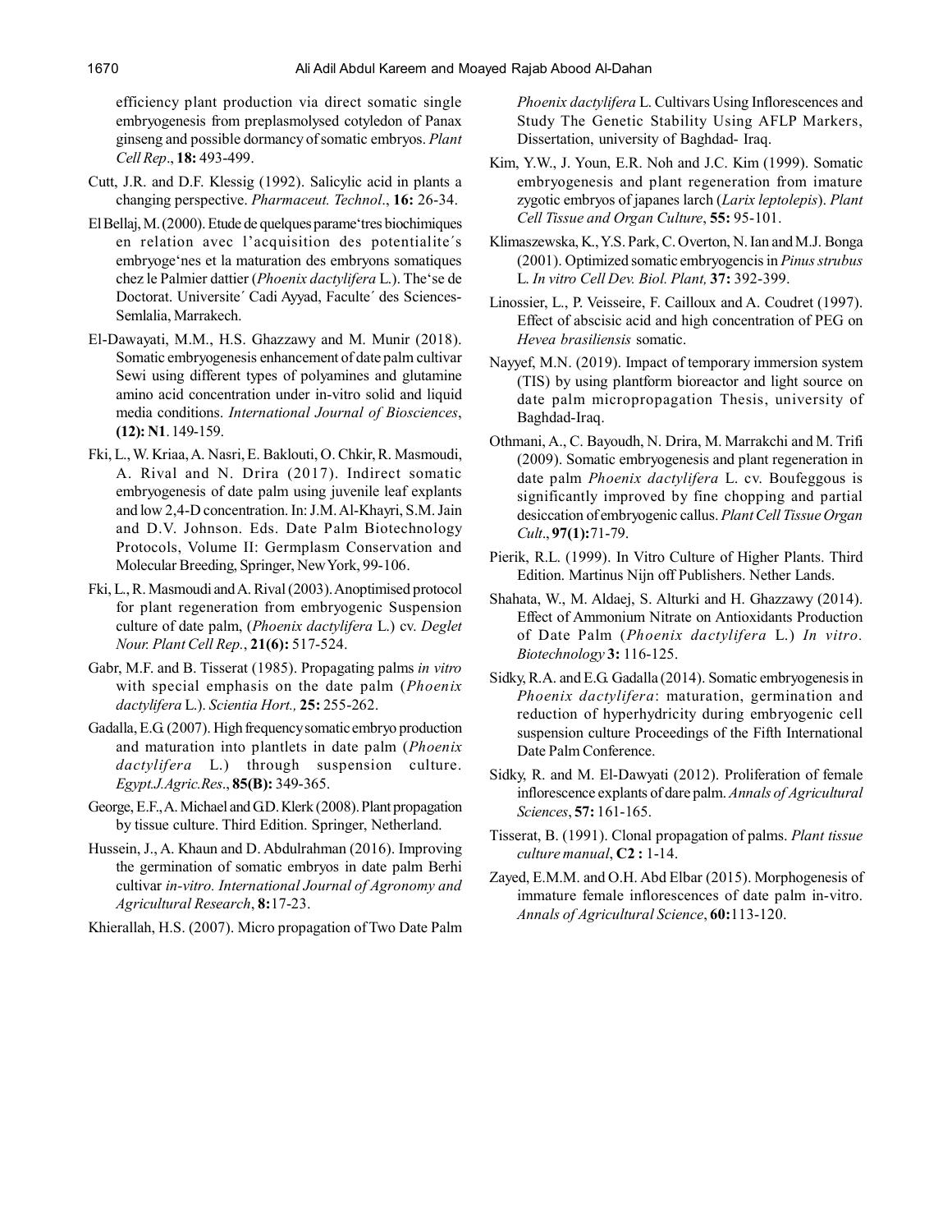efficiency plant production via direct somatic single embryogenesis from preplasmolysed cotyledon of Panax ginseng and possible dormancy of somatic embryos. *Plant Cell Rep*., **18:** 493-499.

Cutt, J.R. and D.F. Klessig (1992). Salicylic acid in plants a changing perspective. *Pharmaceut. Technol*., **16:** 26-34.

El Bellaj, M. (2000). Etude de quelques parame'tres biochimiques en relation avec l'acquisition des potentialite´s embryoge'nes et la maturation des embryons somatiques chez le Palmier dattier (*Phoenix dactylifera* L.). The'se de Doctorat. Universite´ Cadi Ayyad, Faculte´ des Sciences-Semlalia, Marrakech.

El-Dawayati, M.M., H.S. Ghazzawy and M. Munir (2018). Somatic embryogenesis enhancement of date palm cultivar Sewi using different types of polyamines and glutamine amino acid concentration under in-vitro solid and liquid media conditions. *International Journal of Biosciences*, **(12): N1**. 149-159.

Fki, L., W. Kriaa, A. Nasri, E. Baklouti, O. Chkir, R. Masmoudi, A. Rival and N. Drira (2017). Indirect somatic embryogenesis of date palm using juvenile leaf explants and low 2,4-D concentration. In: J.M. Al-Khayri, S.M. Jain and D.V. Johnson. Eds. Date Palm Biotechnology Protocols, Volume II: Germplasm Conservation and Molecular Breeding, Springer, New York, 99-106.

Fki, L., R. Masmoudi and A. Rival (2003). Anoptimised protocol for plant regeneration from embryogenic Suspension culture of date palm, (*Phoenix dactylifera* L.) cv. *Deglet Nour. Plant Cell Rep.*, **21(6):** 517-524.

Gabr, M.F. and B. Tisserat (1985). Propagating palms *in vitro* with special emphasis on the date palm (*Phoenix dactylifera* L.). *Scientia Hort.,* **25:** 255-262.

Gadalla, E.G. (2007). High frequency somatic embryo production and maturation into plantlets in date palm (*Phoenix dactylifera* L.) through suspension culture. *Egypt.J.Agric.Res*., **85(B):** 349-365.

George, E.F., A. Michael and G.D. Klerk (2008). Plant propagation by tissue culture. Third Edition. Springer, Netherland.

Hussein, J., A. Khaun and D. Abdulrahman (2016). Improving the germination of somatic embryos in date palm Berhi cultivar *in-vitro. International Journal of Agronomy and Agricultural Research*, **8:**17-23.

Khierallah, H.S. (2007). Micro propagation of Two Date Palm *Phoenix dactylifera* L. Cultivars Using Inflorescences and Study The Genetic Stability Using AFLP Markers, Dissertation, university of Baghdad- Iraq.

Kim, Y.W., J. Youn, E.R. Noh and J.C. Kim (1999). Somatic embryogenesis and plant regeneration from imature zygotic embryos of japanes larch (*Larix leptolepis*). *Plant Cell Tissue and Organ Culture*, **55:** 95-101.

Klimaszewska, K., Y.S. Park, C. Overton, N. Ian and M.J. Bonga (2001). Optimized somatic embryogencis in *Pinus strubus* L. *In vitro Cell Dev. Biol. Plant,* **37:** 392-399.

Linossier, L., P. Veisseire, F. Cailloux and A. Coudret (1997). Effect of abscisic acid and high concentration of PEG on *Hevea brasiliensis* somatic.

Nayyef, M.N. (2019). Impact of temporary immersion system (TIS) by using plantform bioreactor and light source on date palm micropropagation Thesis, university of Baghdad-Iraq.

Othmani, A., C. Bayoudh, N. Drira, M. Marrakchi and M. Trifi (2009). Somatic embryogenesis and plant regeneration in date palm *Phoenix dactylifera* L. cv. Boufeggous is significantly improved by fine chopping and partial desiccation of embryogenic callus. *Plant Cell Tissue Organ Cult*., **97(1):**71-79.

Pierik, R.L. (1999). In Vitro Culture of Higher Plants. Third Edition. Martinus Nijn off Publishers. Nether Lands.

Shahata, W., M. Aldaej, S. Alturki and H. Ghazzawy (2014). Effect of Ammonium Nitrate on Antioxidants Production of Date Palm (*Phoenix dactylifera* L.) *In vitro. Biotechnology* **3:** 116-125.

Sidky, R.A. and E.G. Gadalla (2014). Somatic embryogenesis in *Phoenix dactylifera*: maturation, germination and reduction of hyperhydricity during embryogenic cell suspension culture Proceedings of the Fifth International Date Palm Conference.

Sidky, R. and M. El-Dawyati (2012). Proliferation of female inflorescence explants of dare palm. *Annals of Agricultural Sciences*, **57:** 161-165.

Tisserat, B. (1991). Clonal propagation of palms. *Plant tissue culture manual*, **C2 :** 1-14.

Zayed, E.M.M. and O.H. Abd Elbar (2015). Morphogenesis of immature female inflorescences of date palm in-vitro. *Annals of Agricultural Science*, **60:**113-120.